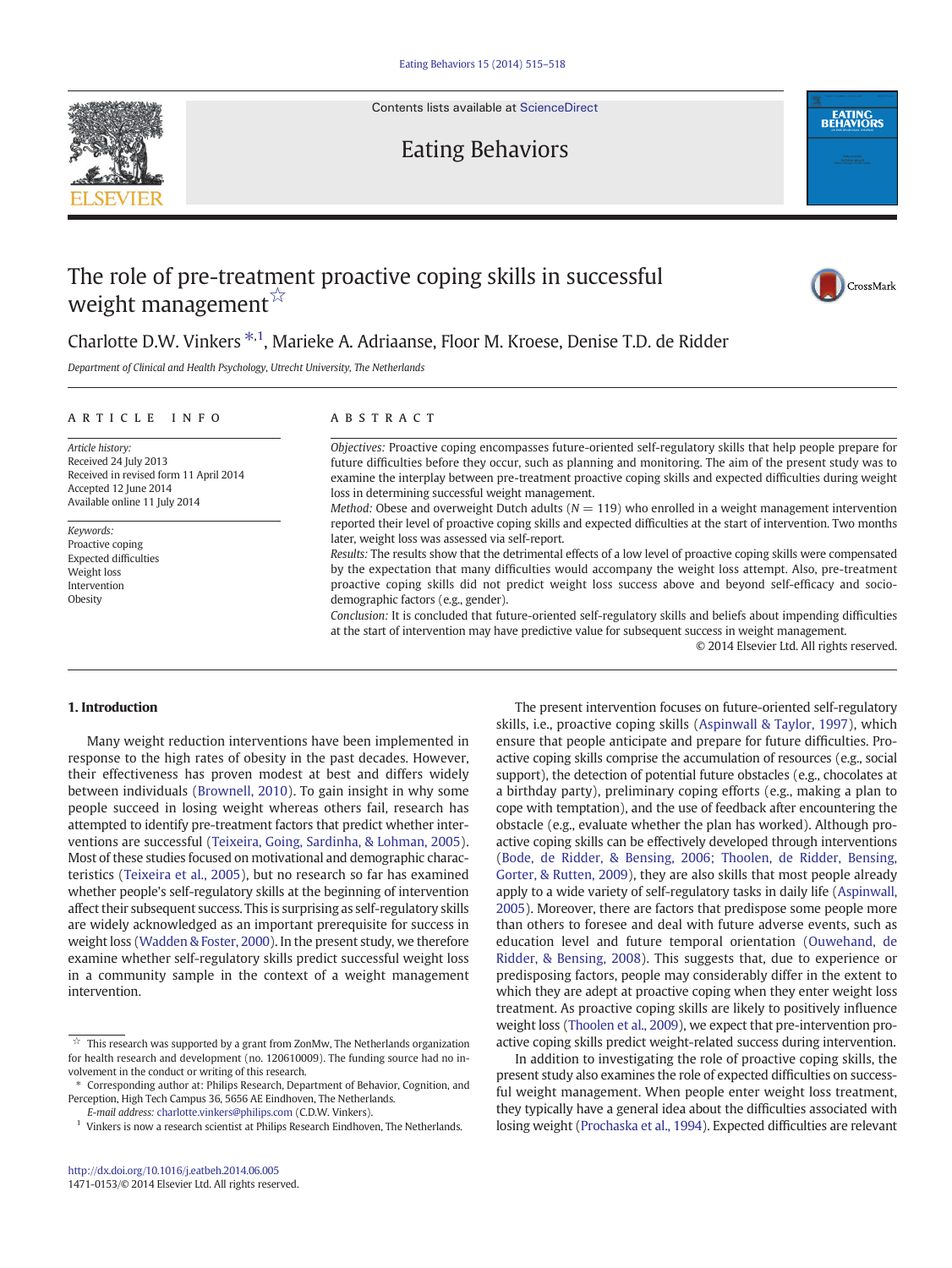# The role of pre-treatment proactive coping skills in successful weight management ☆

Charlotte D.W. Vinkers [*,1], Marieke A. Adriaanse, Floor M. Kroese, Denise T.D. de Ridder

*Department of Clinical and Health Psychology, Utrecht University, The Netherlands*

## ARTICLE INFO

*Article history:*
Received 24 July 2013
Received in revised form 11 April 2014
Accepted 12 June 2014
Available online 11 July 2014

*Keywords:*
Proactive coping
Expected difficulties
Weight loss
Intervention
Obesity

## ABSTRACT

*Objectives:* Proactive coping encompasses future-oriented self-regulatory skills that help people prepare for future difficulties before they occur, such as planning and monitoring. The aim of the present study was to examine the interplay between pre-treatment proactive coping skills and expected difficulties during weight loss in determining successful weight management.

*Method:* Obese and overweight Dutch adults ($N = 119$) who enrolled in a weight management intervention reported their level of proactive coping skills and expected difficulties at the start of intervention. Two months later, weight loss was assessed via self-report.

*Results:* The results show that the detrimental effects of a low level of proactive coping skills were compensated by the expectation that many difficulties would accompany the weight loss attempt. Also, pre-treatment proactive coping skills did not predict weight loss success above and beyond self-efficacy and socio-demographic factors (e.g., gender).

*Conclusion:* It is concluded that future-oriented self-regulatory skills and beliefs about impending difficulties at the start of intervention may have predictive value for subsequent success in weight management.

© 2014 Elsevier Ltd. All rights reserved.

## 1. Introduction

Many weight reduction interventions have been implemented in response to the high rates of obesity in the past decades. However, their effectiveness has proven modest at best and differs widely between individuals (Brownell, 2010). To gain insight in why some people succeed in losing weight whereas others fail, research has attempted to identify pre-treatment factors that predict whether interventions are successful (Teixeira, Going, Sardinha, & Lohman, 2005). Most of these studies focused on motivational and demographic characteristics (Teixeira et al., 2005), but no research so far has examined whether people's self-regulatory skills at the beginning of intervention affect their subsequent success. This is surprising as self-regulatory skills are widely acknowledged as an important prerequisite for success in weight loss (Wadden & Foster, 2000). In the present study, we therefore examine whether self-regulatory skills predict successful weight loss in a community sample in the context of a weight management intervention.

The present intervention focuses on future-oriented self-regulatory skills, i.e., proactive coping skills (Aspinwall & Taylor, 1997), which ensure that people anticipate and prepare for future difficulties. Proactive coping skills comprise the accumulation of resources (e.g., social support), the detection of potential future obstacles (e.g., chocolates at a birthday party), preliminary coping efforts (e.g., making a plan to cope with temptation), and the use of feedback after encountering the obstacle (e.g., evaluate whether the plan has worked). Although proactive coping skills can be effectively developed through interventions (Bode, de Ridder, & Bensing, 2006; Thoolen, de Ridder, Bensing, Gorter, & Rutten, 2009), they are also skills that most people already apply to a wide variety of self-regulatory tasks in daily life (Aspinwall, 2005). Moreover, there are factors that predispose some people more than others to foresee and deal with future adverse events, such as education level and future temporal orientation (Ouwehand, de Ridder, & Bensing, 2008). This suggests that, due to experience or predisposing factors, people may considerably differ in the extent to which they are adept at proactive coping when they enter weight loss treatment. As proactive coping skills are likely to positively influence weight loss (Thoolen et al., 2009), we expect that pre-intervention proactive coping skills predict weight-related success during intervention.

In addition to investigating the role of proactive coping skills, the present study also examines the role of expected difficulties on successful weight management. When people enter weight loss treatment, they typically have a general idea about the difficulties associated with losing weight (Prochaska et al., 1994). Expected difficulties are relevant

---

☆ This research was supported by a grant from ZonMw, The Netherlands organization for health research and development (no. 120610009). The funding source had no involvement in the conduct or writing of this research.

\* Corresponding author at: Philips Research, Department of Behavior, Cognition, and Perception, High Tech Campus 36, 5656 AE Eindhoven, The Netherlands.
*E-mail address:* charlotte.vinkers@philips.com (C.D.W. Vinkers).

[1] Vinkers is now a research scientist at Philips Research Eindhoven, The Netherlands.

http://dx.doi.org/10.1016/j.eatbeh.2014.06.005
1471-0153/© 2014 Elsevier Ltd. All rights reserved.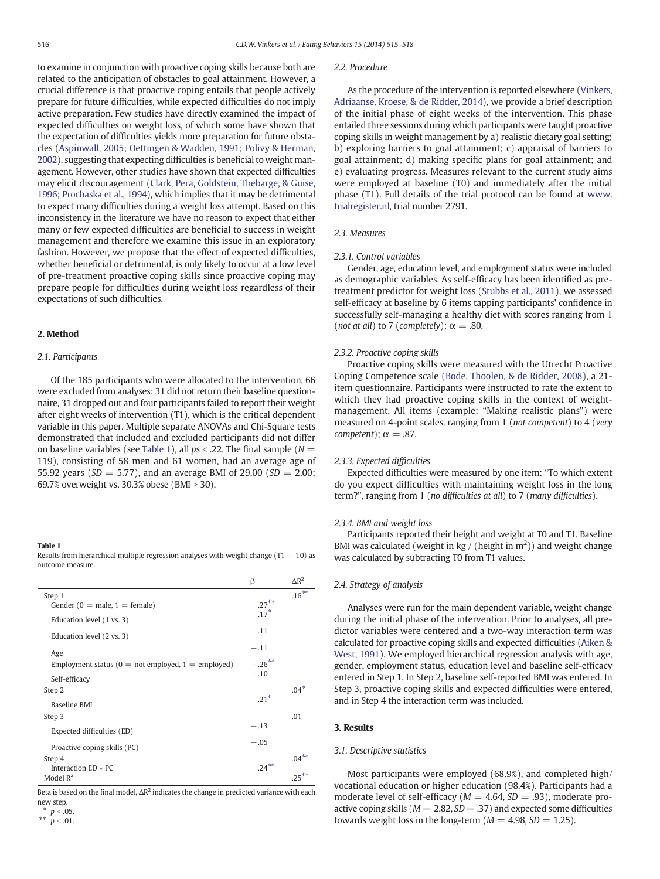to examine in conjunction with proactive coping skills because both are related to the anticipation of obstacles to goal attainment. However, a crucial difference is that proactive coping entails that people actively prepare for future difficulties, while expected difficulties do not imply active preparation. Few studies have directly examined the impact of expected difficulties on weight loss, of which some have shown that the expectation of difficulties yields more preparation for future obstacles (Aspinwall, 2005; Oettingen & Wadden, 1991; Polivy & Herman, 2002), suggesting that expecting difficulties is beneficial to weight management. However, other studies have shown that expected difficulties may elicit discouragement (Clark, Pera, Goldstein, Thebarge, & Guise, 1996; Prochaska et al., 1994), which implies that it may be detrimental to expect many difficulties during a weight loss attempt. Based on this inconsistency in the literature we have no reason to expect that either many or few expected difficulties are beneficial to success in weight management and therefore we examine this issue in an exploratory fashion. However, we propose that the effect of expected difficulties, whether beneficial or detrimental, is only likely to occur at a low level of pre-treatment proactive coping skills since proactive coping may prepare people for difficulties during weight loss regardless of their expectations of such difficulties.

## 2. Method

### 2.1. Participants

Of the 185 participants who were allocated to the intervention, 66 were excluded from analyses: 31 did not return their baseline questionnaire, 31 dropped out and four participants failed to report their weight after eight weeks of intervention (T1), which is the critical dependent variable in this paper. Multiple separate ANOVAs and Chi-Square tests demonstrated that included and excluded participants did not differ on baseline variables (see Table 1), all $ps < .22$. The final sample ($N = 119$), consisting of 58 men and 61 women, had an average age of 55.92 years ($SD = 5.77$), and an average BMI of 29.00 ($SD = 2.00$; 69.7% overweight vs. 30.3% obese (BMI > 30).

**Table 1**
Results from hierarchical multiple regression analyses with weight change (T1 − T0) as outcome measure.

| | β | $\Delta R^2$ |
|---|---|---|
| Step 1 | | .16** |
| Gender (0 = male, 1 = female) | .27** | |
| Education level (1 vs. 3) | .17* | |
| Education level (2 vs. 3) | .11 | |
| Age | −.11 | |
| Employment status (0 = not employed, 1 = employed) | −.26** | |
| Self-efficacy | −.10 | |
| Step 2 | | .04* |
| Baseline BMI | .21* | |
| Step 3 | | .01 |
| Expected difficulties (ED) | −.13 | |
| Proactive coping skills (PC) | −.05 | |
| Step 4 | | .04** |
| Interaction ED * PC | .24** | |
| Model $R^2$ | | .25** |

Beta is based on the final model, $\Delta R^2$ indicates the change in predicted variance with each new step.
\* $p < .05$.
\*\* $p < .01$.

### 2.2. Procedure

As the procedure of the intervention is reported elsewhere (Vinkers, Adriaanse, Kroese, & de Ridder, 2014), we provide a brief description of the initial phase of eight weeks of the intervention. This phase entailed three sessions during which participants were taught proactive coping skills in weight management by a) realistic dietary goal setting; b) exploring barriers to goal attainment; c) appraisal of barriers to goal attainment; d) making specific plans for goal attainment; and e) evaluating progress. Measures relevant to the current study aims were employed at baseline (T0) and immediately after the initial phase (T1). Full details of the trial protocol can be found at www.trialregister.nl, trial number 2791.

### 2.3. Measures

#### 2.3.1. Control variables

Gender, age, education level, and employment status were included as demographic variables. As self-efficacy has been identified as pre-treatment predictor for weight loss (Stubbs et al., 2011), we assessed self-efficacy at baseline by 6 items tapping participants' confidence in successfully self-managing a healthy diet with scores ranging from 1 (*not at all*) to 7 (*completely*); $\alpha = .80$.

#### 2.3.2. Proactive coping skills

Proactive coping skills were measured with the Utrecht Proactive Coping Competence scale (Bode, Thoolen, & de Ridder, 2008), a 21-item questionnaire. Participants were instructed to rate the extent to which they had proactive coping skills in the context of weight-management. All items (example: "Making realistic plans") were measured on 4-point scales, ranging from 1 (*not competent*) to 4 (*very competent*); $\alpha = .87$.

#### 2.3.3. Expected difficulties

Expected difficulties were measured by one item: "To which extent do you expect difficulties with maintaining weight loss in the long term?", ranging from 1 (*no difficulties at all*) to 7 (*many difficulties*).

#### 2.3.4. BMI and weight loss

Participants reported their height and weight at T0 and T1. Baseline BMI was calculated (weight in kg / (height in $m^2$)) and weight change was calculated by subtracting T0 from T1 values.

### 2.4. Strategy of analysis

Analyses were run for the main dependent variable, weight change during the initial phase of the intervention. Prior to analyses, all predictor variables were centered and a two-way interaction term was calculated for proactive coping skills and expected difficulties (Aiken & West, 1991). We employed hierarchical regression analysis with age, gender, employment status, education level and baseline self-efficacy entered in Step 1. In Step 2, baseline self-reported BMI was entered. In Step 3, proactive coping skills and expected difficulties were entered, and in Step 4 the interaction term was included.

## 3. Results

### 3.1. Descriptive statistics

Most participants were employed (68.9%), and completed high/vocational education or higher education (98.4%). Participants had a moderate level of self-efficacy ($M = 4.64$, $SD = .93$), moderate proactive coping skills ($M = 2.82$, $SD = .37$) and expected some difficulties towards weight loss in the long-term ($M = 4.98$, $SD = 1.25$).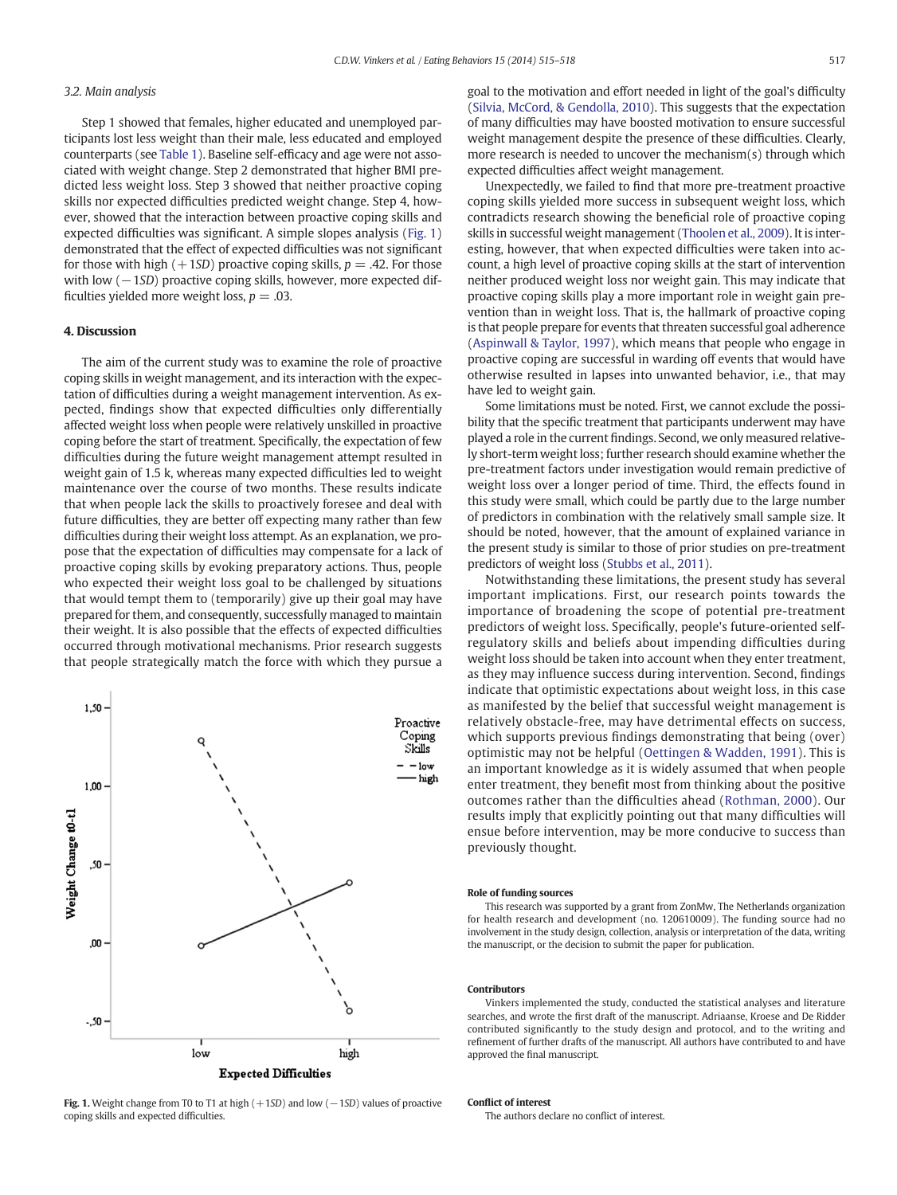### 3.2. Main analysis

Step 1 showed that females, higher educated and unemployed participants lost less weight than their male, less educated and employed counterparts (see Table 1). Baseline self-efficacy and age were not associated with weight change. Step 2 demonstrated that higher BMI predicted less weight loss. Step 3 showed that neither proactive coping skills nor expected difficulties predicted weight change. Step 4, however, showed that the interaction between proactive coping skills and expected difficulties was significant. A simple slopes analysis (Fig. 1) demonstrated that the effect of expected difficulties was not significant for those with high (+1*SD*) proactive coping skills, $p = .42$. For those with low (−1*SD*) proactive coping skills, however, more expected difficulties yielded more weight loss, $p = .03$.

## 4. Discussion

The aim of the current study was to examine the role of proactive coping skills in weight management, and its interaction with the expectation of difficulties during a weight management intervention. As expected, findings show that expected difficulties only differentially affected weight loss when people were relatively unskilled in proactive coping before the start of treatment. Specifically, the expectation of few difficulties during the future weight management attempt resulted in weight gain of 1.5 k, whereas many expected difficulties led to weight maintenance over the course of two months. These results indicate that when people lack the skills to proactively foresee and deal with future difficulties, they are better off expecting many rather than few difficulties during their weight loss attempt. As an explanation, we propose that the expectation of difficulties may compensate for a lack of proactive coping skills by evoking preparatory actions. Thus, people who expected their weight loss goal to be challenged by situations that would tempt them to (temporarily) give up their goal may have prepared for them, and consequently, successfully managed to maintain their weight. It is also possible that the effects of expected difficulties occurred through motivational mechanisms. Prior research suggests that people strategically match the force with which they pursue a goal to the motivation and effort needed in light of the goal's difficulty (Silvia, McCord, & Gendolla, 2010). This suggests that the expectation of many difficulties may have boosted motivation to ensure successful weight management despite the presence of these difficulties. Clearly, more research is needed to uncover the mechanism(s) through which expected difficulties affect weight management.

Unexpectedly, we failed to find that more pre-treatment proactive coping skills yielded more success in subsequent weight loss, which contradicts research showing the beneficial role of proactive coping skills in successful weight management (Thoolen et al., 2009). It is interesting, however, that when expected difficulties were taken into account, a high level of proactive coping skills at the start of intervention neither produced weight loss nor weight gain. This may indicate that proactive coping skills play a more important role in weight gain prevention than in weight loss. That is, the hallmark of proactive coping is that people prepare for events that threaten successful goal adherence (Aspinwall & Taylor, 1997), which means that people who engage in proactive coping are successful in warding off events that would have otherwise resulted in lapses into unwanted behavior, i.e., that may have led to weight gain.

Some limitations must be noted. First, we cannot exclude the possibility that the specific treatment that participants underwent may have played a role in the current findings. Second, we only measured relatively short-term weight loss; further research should examine whether the pre-treatment factors under investigation would remain predictive of weight loss over a longer period of time. Third, the effects found in this study were small, which could be partly due to the large number of predictors in combination with the relatively small sample size. It should be noted, however, that the amount of explained variance in the present study is similar to those of prior studies on pre-treatment predictors of weight loss (Stubbs et al., 2011).

Notwithstanding these limitations, the present study has several important implications. First, our research points towards the importance of broadening the scope of potential pre-treatment predictors of weight loss. Specifically, people's future-oriented self-regulatory skills and beliefs about impending difficulties during weight loss should be taken into account when they enter treatment, as they may influence success during intervention. Second, findings indicate that optimistic expectations about weight loss, in this case as manifested by the belief that successful weight management is relatively obstacle-free, may have detrimental effects on success, which supports previous findings demonstrating that being (over) optimistic may not be helpful (Oettingen & Wadden, 1991). This is an important knowledge as it is widely assumed that when people enter treatment, they benefit most from thinking about the positive outcomes rather than the difficulties ahead (Rothman, 2000). Our results imply that explicitly pointing out that many difficulties will ensue before intervention, may be more conducive to success than previously thought.

Proactive Coping Skills
- - low
— high

Weight Change t0-t1

1,50
1,00
,50
,00
-,50

low
high

Expected Difficulties

**Fig. 1.** Weight change from T0 to T1 at high (+1*SD*) and low (−1*SD*) values of proactive coping skills and expected difficulties.

#### Role of funding sources

This research was supported by a grant from ZonMw, The Netherlands organization for health research and development (no. 120610009). The funding source had no involvement in the study design, collection, analysis or interpretation of the data, writing the manuscript, or the decision to submit the paper for publication.

#### Contributors

Vinkers implemented the study, conducted the statistical analyses and literature searches, and wrote the first draft of the manuscript. Adriaanse, Kroese and De Ridder contributed significantly to the study design and protocol, and to the writing and refinement of further drafts of the manuscript. All authors have contributed to and have approved the final manuscript.

#### Conflict of interest

The authors declare no conflict of interest.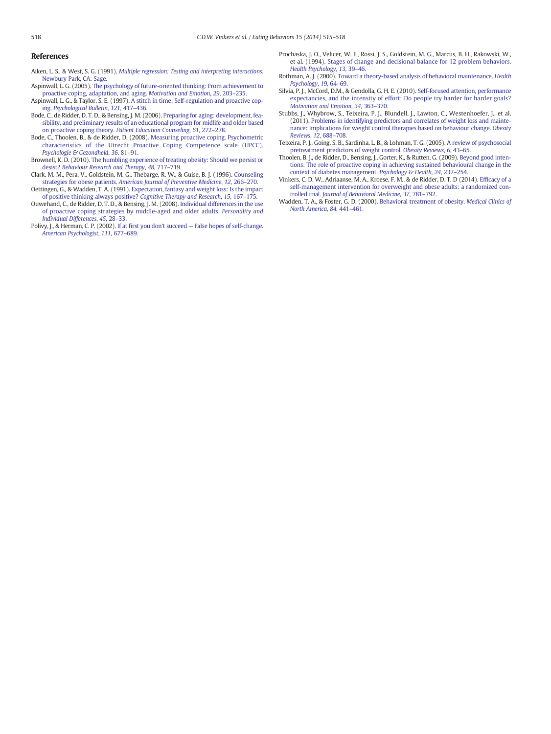## References

Aiken, L. S., & West, S. G. (1991). *Multiple regression: Testing and interpreting interactions*. Newbury Park, CA: Sage.

Aspinwall, L. G. (2005). The psychology of future-oriented thinking: From achievement to proactive coping, adaptation, and aging. *Motivation and Emotion*, *29*, 203–235.

Aspinwall, L. G., & Taylor, S. E. (1997). A stitch in time: Self-regulation and proactive coping. *Psychological Bulletin*, *121*, 417–436.

Bode, C., de Ridder, D. T. D., & Bensing, J. M. (2006). Preparing for aging: development, feasibility, and preliminary results of an educational program for midlife and older based on proactive coping theory. *Patient Education Counseling*, *61*, 272–278.

Bode, C., Thoolen, B., & de Ridder, D. (2008). Measuring proactive coping. Psychometric characteristics of the Utrecht Proactive Coping Competence scale (UPCC). *Psychologie & Gezondheid*, *36*, 81–91.

Brownell, K. D. (2010). The humbling experience of treating obesity: Should we persist or desist? *Behaviour Research and Therapy*, *48*, 717–719.

Clark, M. M., Pera, V., Goldstein, M. G., Thebarge, R. W., & Guise, B. J. (1996). Counseling strategies for obese patients. *American Journal of Preventive Medicine*, *12*, 266–270.

Oettingen, G., & Wadden, T. A. (1991). Expectation, fantasy and weight loss: Is the impact of positive thinking always positive? *Cognitive Therapy and Research*, *15*, 167–175.

Ouwehand, C., de Ridder, D. T. D., & Bensing, J. M. (2008). Individual differences in the use of proactive coping strategies by middle-aged and older adults. *Personality and Individual Differences*, *45*, 28–33.

Polivy, J., & Herman, C. P. (2002). If at first you don't succeed — False hopes of self-change. *American Psychologist*, *111*, 677–689.

Prochaska, J. O., Velicer, W. F., Rossi, J. S., Goldstein, M. G., Marcus, B. H., Rakowski, W., et al. (1994). Stages of change and decisional balance for 12 problem behaviors. *Health Psychology*, *13*, 39–46.

Rothman, A. J. (2000). Toward a theory-based analysis of behavioral maintenance. *Health Psychology*, *19*, 64–69.

Silvia, P. J., McCord, D.M., & Gendolla, G. H. E. (2010). Self-focused attention, performance expectancies, and the intensity of effort: Do people try harder for harder goals? *Motivation and Emotion*, *34*, 363–370.

Stubbs, J., Whybrow, S., Teixeira, P. J., Blundell, J., Lawton, C., Westenhoefer, J., et al. (2011). Problems in identifying predictors and correlates of weight loss and maintenance: Implications for weight control therapies based on behaviour change. *Obesity Reviews*, *12*, 688–708.

Teixeira, P. J., Going, S. B., Sardinha, L. B., & Lohman, T. G. (2005). A review of psychosocial pretreatment predictors of weight control. *Obesity Reviews*, *6*, 43–65.

Thoolen, B. J., de Ridder, D., Bensing, J., Gorter, K., & Rutten, G. (2009). Beyond good intentions: The role of proactive coping in achieving sustained behavioural change in the context of diabetes management. *Psychology & Health*, *24*, 237–254.

Vinkers, C. D. W., Adriaanse, M. A., Kroese, F. M., & de Ridder, D. T. D (2014). Efficacy of a self-management intervention for overweight and obese adults: a randomized controlled trial. *Journal of Behavioral Medicine*, *37*, 781–792.

Wadden, T. A., & Foster, G. D. (2000). Behavioral treatment of obesity. *Medical Clinics of North America*, *84*, 441–461.